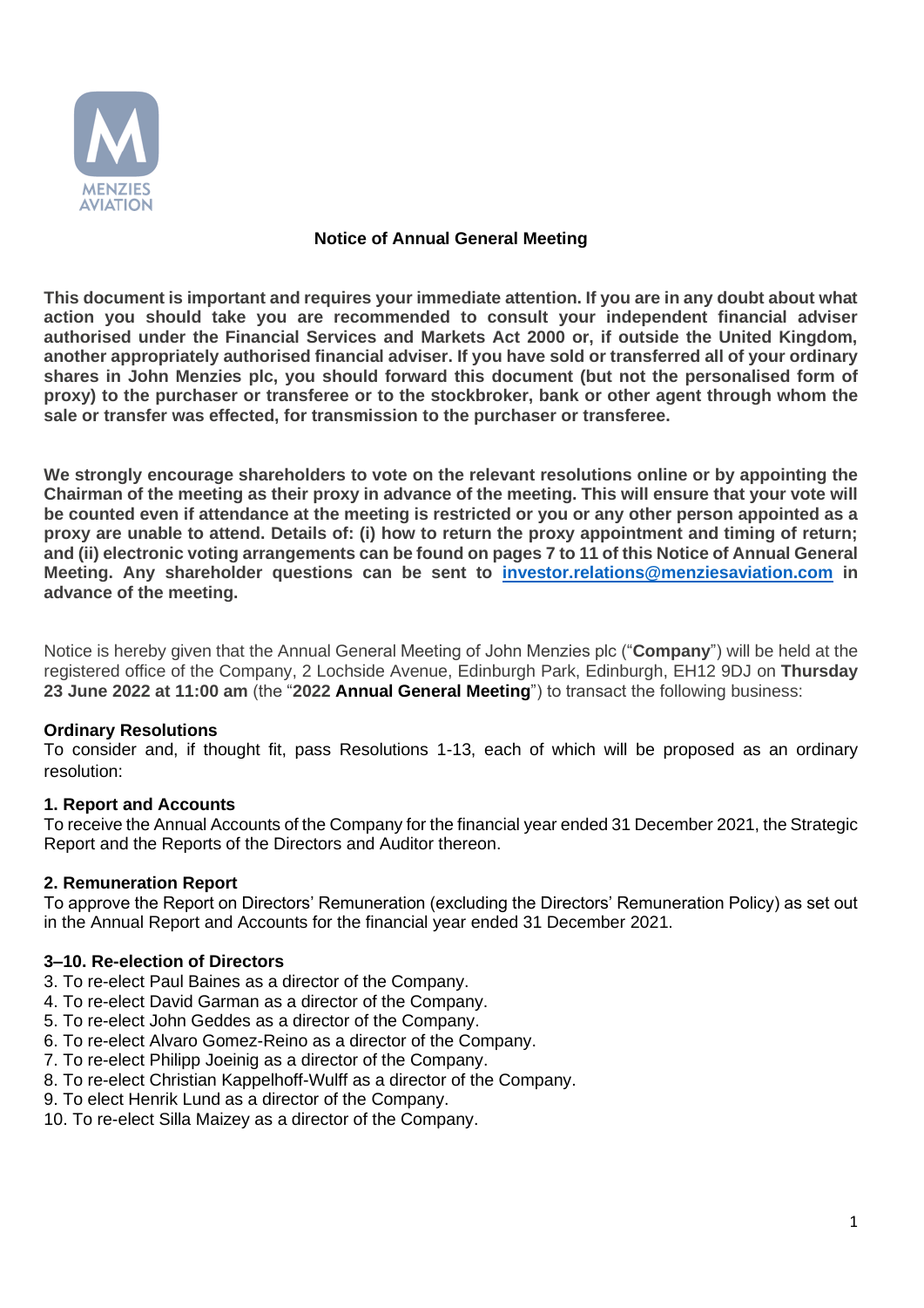# Notice of Annual General Meeting

**This document is important and requires your immediate attention. If you are in any doubt about what action you should take you are recommended to consult your independent financial adviser authorised under the Financial Services and Markets Act 2000 or, if outside the United Kingdom, another appropriately authorised financial adviser. If you have sold or transferred all of your ordinary shares in John Menzies plc, you should forward this document (but not the personalised form of proxy) to the purchaser or transferee or to the stockbroker, bank or other agent through whom the sale or transfer was effected, for transmission to the purchaser or transferee.**

**We strongly encourage shareholders to vote on the relevant resolutions online or by appointing the Chairman of the meeting as their proxy in advance of the meeting. This will ensure that your vote will be counted even if attendance at the meeting is restricted or you or any other person appointed as a proxy are unable to attend. Details of: (i) how to return the proxy appointment and timing of return; and (ii) electronic voting arrangements can be found on pages 7 to 11 of this Notice of Annual General Meeting. Any shareholder questions can be sent to [investor.relations@menziesaviation.com](mailto:investor.relations@menziesaviation.com) in advance of the meeting.**

Notice is hereby given that the Annual General Meeting of John Menzies plc ("**Company**") will be held at the registered office of the Company, 2 Lochside Avenue, Edinburgh Park, Edinburgh, EH12 9DJ on **Thursday 23 June 2022 at 11:00 am** (the "**2022 Annual General Meeting**") to transact the following business:

### Ordinary Resolutions

To consider and, if thought fit, pass Resolutions 1-13, each of which will be proposed as an ordinary resolution:

### 1. Report and Accounts

To receive the Annual Accounts of the Company for the financial year ended 31 December 2021, the Strategic Report and the Reports of the Directors and Auditor thereon.

### 2. Remuneration Report

To approve the Report on Directors' Remuneration (excluding the Directors' Remuneration Policy) as set out in the Annual Report and Accounts for the financial year ended 31 December 2021.

### 3–10. Re-election of Directors

3. To re-elect Paul Baines as a director of the Company.
4. To re-elect David Garman as a director of the Company.
5. To re-elect John Geddes as a director of the Company.
6. To re-elect Alvaro Gomez-Reino as a director of the Company.
7. To re-elect Philipp Joeinig as a director of the Company.
8. To re-elect Christian Kappelhoff-Wulff as a director of the Company.
9. To elect Henrik Lund as a director of the Company.
10. To re-elect Silla Maizey as a director of the Company.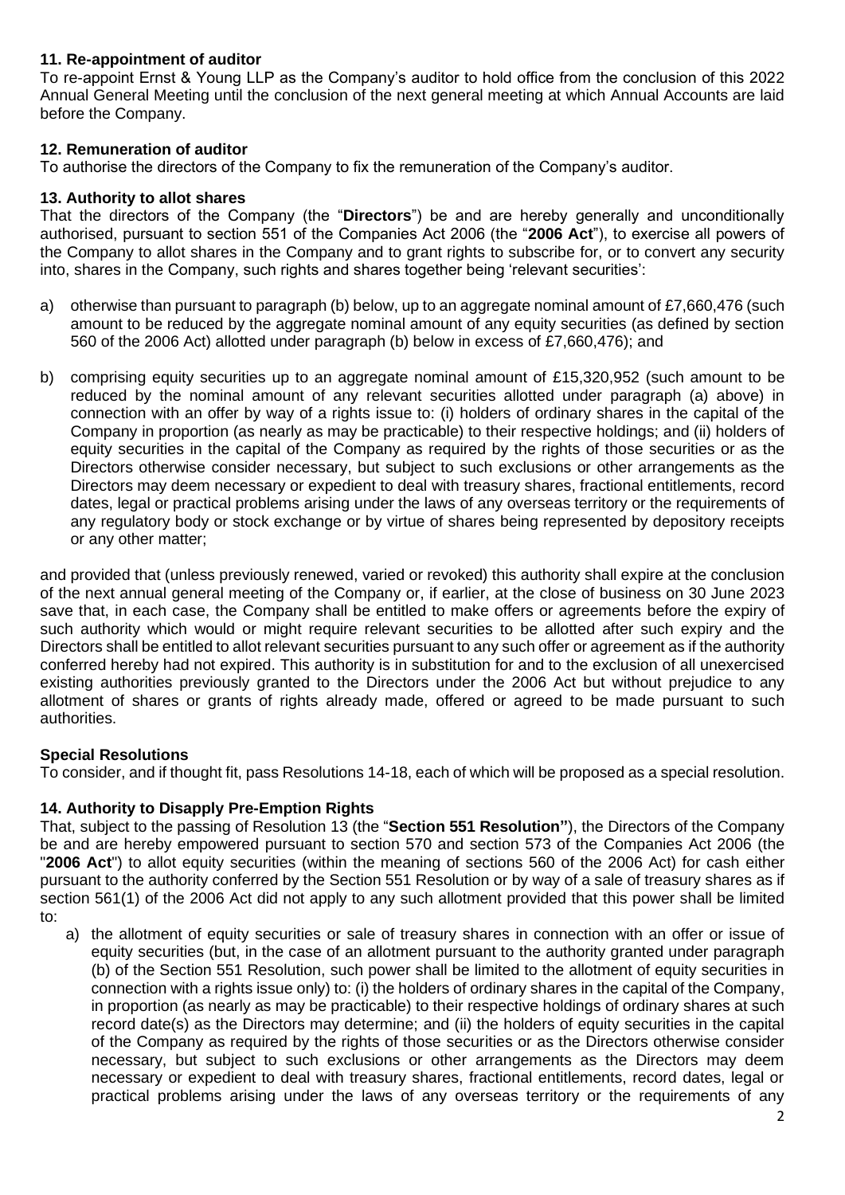**11. Re-appointment of auditor**

To re-appoint Ernst & Young LLP as the Company's auditor to hold office from the conclusion of this 2022 Annual General Meeting until the conclusion of the next general meeting at which Annual Accounts are laid before the Company.

**12. Remuneration of auditor**

To authorise the directors of the Company to fix the remuneration of the Company's auditor.

**13. Authority to allot shares**

That the directors of the Company (the "**Directors**") be and are hereby generally and unconditionally authorised, pursuant to section 551 of the Companies Act 2006 (the "**2006 Act**"), to exercise all powers of the Company to allot shares in the Company and to grant rights to subscribe for, or to convert any security into, shares in the Company, such rights and shares together being 'relevant securities':

a) otherwise than pursuant to paragraph (b) below, up to an aggregate nominal amount of £7,660,476 (such amount to be reduced by the aggregate nominal amount of any equity securities (as defined by section 560 of the 2006 Act) allotted under paragraph (b) below in excess of £7,660,476); and

b) comprising equity securities up to an aggregate nominal amount of £15,320,952 (such amount to be reduced by the nominal amount of any relevant securities allotted under paragraph (a) above) in connection with an offer by way of a rights issue to: (i) holders of ordinary shares in the capital of the Company in proportion (as nearly as may be practicable) to their respective holdings; and (ii) holders of equity securities in the capital of the Company as required by the rights of those securities or as the Directors otherwise consider necessary, but subject to such exclusions or other arrangements as the Directors may deem necessary or expedient to deal with treasury shares, fractional entitlements, record dates, legal or practical problems arising under the laws of any overseas territory or the requirements of any regulatory body or stock exchange or by virtue of shares being represented by depository receipts or any other matter;

and provided that (unless previously renewed, varied or revoked) this authority shall expire at the conclusion of the next annual general meeting of the Company or, if earlier, at the close of business on 30 June 2023 save that, in each case, the Company shall be entitled to make offers or agreements before the expiry of such authority which would or might require relevant securities to be allotted after such expiry and the Directors shall be entitled to allot relevant securities pursuant to any such offer or agreement as if the authority conferred hereby had not expired. This authority is in substitution for and to the exclusion of all unexercised existing authorities previously granted to the Directors under the 2006 Act but without prejudice to any allotment of shares or grants of rights already made, offered or agreed to be made pursuant to such authorities.

**Special Resolutions**

To consider, and if thought fit, pass Resolutions 14-18, each of which will be proposed as a special resolution.

**14. Authority to Disapply Pre-Emption Rights**

That, subject to the passing of Resolution 13 (the "**Section 551 Resolution"**), the Directors of the Company be and are hereby empowered pursuant to section 570 and section 573 of the Companies Act 2006 (the "**2006 Act**") to allot equity securities (within the meaning of sections 560 of the 2006 Act) for cash either pursuant to the authority conferred by the Section 551 Resolution or by way of a sale of treasury shares as if section 561(1) of the 2006 Act did not apply to any such allotment provided that this power shall be limited to:

a) the allotment of equity securities or sale of treasury shares in connection with an offer or issue of equity securities (but, in the case of an allotment pursuant to the authority granted under paragraph (b) of the Section 551 Resolution, such power shall be limited to the allotment of equity securities in connection with a rights issue only) to: (i) the holders of ordinary shares in the capital of the Company, in proportion (as nearly as may be practicable) to their respective holdings of ordinary shares at such record date(s) as the Directors may determine; and (ii) the holders of equity securities in the capital of the Company as required by the rights of those securities or as the Directors otherwise consider necessary, but subject to such exclusions or other arrangements as the Directors may deem necessary or expedient to deal with treasury shares, fractional entitlements, record dates, legal or practical problems arising under the laws of any overseas territory or the requirements of any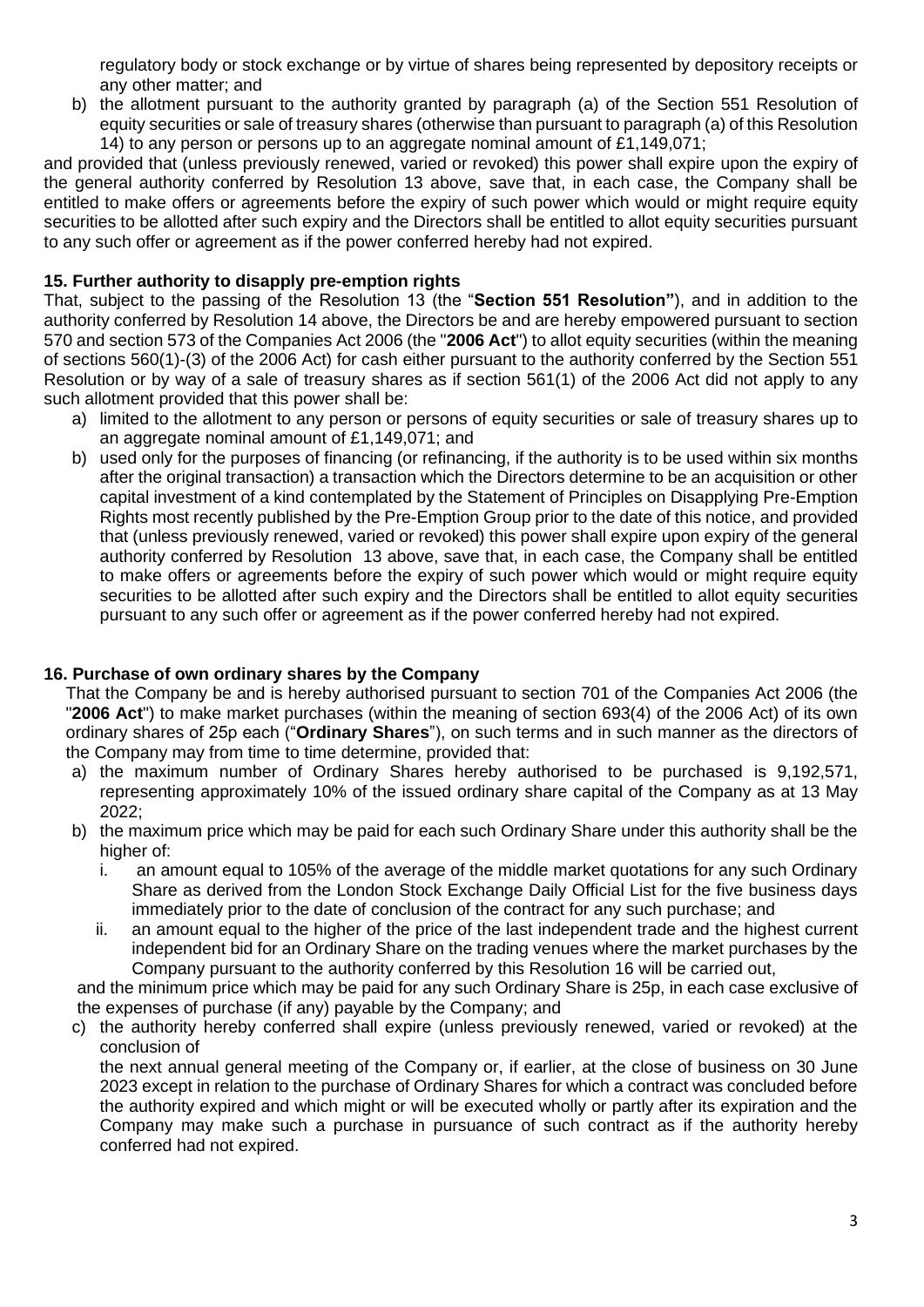regulatory body or stock exchange or by virtue of shares being represented by depository receipts or any other matter; and

b) the allotment pursuant to the authority granted by paragraph (a) of the Section 551 Resolution of equity securities or sale of treasury shares (otherwise than pursuant to paragraph (a) of this Resolution 14) to any person or persons up to an aggregate nominal amount of £1,149,071;

and provided that (unless previously renewed, varied or revoked) this power shall expire upon the expiry of the general authority conferred by Resolution 13 above, save that, in each case, the Company shall be entitled to make offers or agreements before the expiry of such power which would or might require equity securities to be allotted after such expiry and the Directors shall be entitled to allot equity securities pursuant to any such offer or agreement as if the power conferred hereby had not expired.

**15. Further authority to disapply pre-emption rights**

That, subject to the passing of the Resolution 13 (the "**Section 551 Resolution"**), and in addition to the authority conferred by Resolution 14 above, the Directors be and are hereby empowered pursuant to section 570 and section 573 of the Companies Act 2006 (the "**2006 Act**") to allot equity securities (within the meaning of sections 560(1)-(3) of the 2006 Act) for cash either pursuant to the authority conferred by the Section 551 Resolution or by way of a sale of treasury shares as if section 561(1) of the 2006 Act did not apply to any such allotment provided that this power shall be:

a) limited to the allotment to any person or persons of equity securities or sale of treasury shares up to an aggregate nominal amount of £1,149,071; and
b) used only for the purposes of financing (or refinancing, if the authority is to be used within six months after the original transaction) a transaction which the Directors determine to be an acquisition or other capital investment of a kind contemplated by the Statement of Principles on Disapplying Pre-Emption Rights most recently published by the Pre-Emption Group prior to the date of this notice, and provided that (unless previously renewed, varied or revoked) this power shall expire upon expiry of the general authority conferred by Resolution 13 above, save that, in each case, the Company shall be entitled to make offers or agreements before the expiry of such power which would or might require equity securities to be allotted after such expiry and the Directors shall be entitled to allot equity securities pursuant to any such offer or agreement as if the power conferred hereby had not expired.

**16. Purchase of own ordinary shares by the Company**

That the Company be and is hereby authorised pursuant to section 701 of the Companies Act 2006 (the "**2006 Act**") to make market purchases (within the meaning of section 693(4) of the 2006 Act) of its own ordinary shares of 25p each ("**Ordinary Shares**"), on such terms and in such manner as the directors of the Company may from time to time determine, provided that:

a) the maximum number of Ordinary Shares hereby authorised to be purchased is 9,192,571, representing approximately 10% of the issued ordinary share capital of the Company as at 13 May 2022;
b) the maximum price which may be paid for each such Ordinary Share under this authority shall be the higher of:
   i. an amount equal to 105% of the average of the middle market quotations for any such Ordinary Share as derived from the London Stock Exchange Daily Official List for the five business days immediately prior to the date of conclusion of the contract for any such purchase; and
   ii. an amount equal to the higher of the price of the last independent trade and the highest current independent bid for an Ordinary Share on the trading venues where the market purchases by the Company pursuant to the authority conferred by this Resolution 16 will be carried out,

   and the minimum price which may be paid for any such Ordinary Share is 25p, in each case exclusive of the expenses of purchase (if any) payable by the Company; and
c) the authority hereby conferred shall expire (unless previously renewed, varied or revoked) at the conclusion of the next annual general meeting of the Company or, if earlier, at the close of business on 30 June 2023 except in relation to the purchase of Ordinary Shares for which a contract was concluded before the authority expired and which might or will be executed wholly or partly after its expiration and the Company may make such a purchase in pursuance of such contract as if the authority hereby conferred had not expired.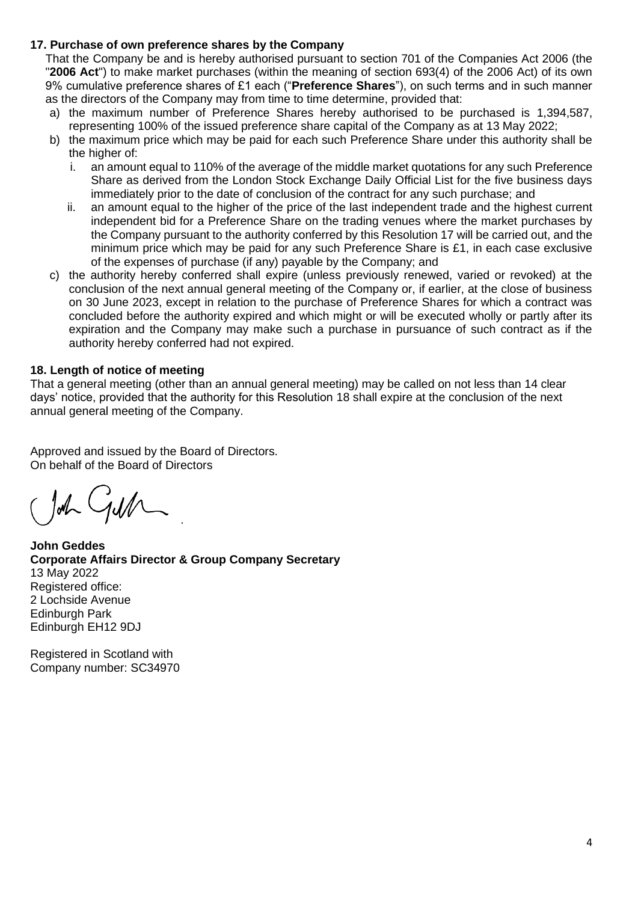### 17. Purchase of own preference shares by the Company

That the Company be and is hereby authorised pursuant to section 701 of the Companies Act 2006 (the "**2006 Act**") to make market purchases (within the meaning of section 693(4) of the 2006 Act) of its own 9% cumulative preference shares of £1 each ("**Preference Shares**"), on such terms and in such manner as the directors of the Company may from time to time determine, provided that:

a) the maximum number of Preference Shares hereby authorised to be purchased is 1,394,587, representing 100% of the issued preference share capital of the Company as at 13 May 2022;
b) the maximum price which may be paid for each such Preference Share under this authority shall be the higher of:
   i. an amount equal to 110% of the average of the middle market quotations for any such Preference Share as derived from the London Stock Exchange Daily Official List for the five business days immediately prior to the date of conclusion of the contract for any such purchase; and
   ii. an amount equal to the higher of the price of the last independent trade and the highest current independent bid for a Preference Share on the trading venues where the market purchases by the Company pursuant to the authority conferred by this Resolution 17 will be carried out, and the minimum price which may be paid for any such Preference Share is £1, in each case exclusive of the expenses of purchase (if any) payable by the Company; and
c) the authority hereby conferred shall expire (unless previously renewed, varied or revoked) at the conclusion of the next annual general meeting of the Company or, if earlier, at the close of business on 30 June 2023, except in relation to the purchase of Preference Shares for which a contract was concluded before the authority expired and which might or will be executed wholly or partly after its expiration and the Company may make such a purchase in pursuance of such contract as if the authority hereby conferred had not expired.

### 18. Length of notice of meeting

That a general meeting (other than an annual general meeting) may be called on not less than 14 clear days' notice, provided that the authority for this Resolution 18 shall expire at the conclusion of the next annual general meeting of the Company.

Approved and issued by the Board of Directors.
On behalf of the Board of Directors

**John Geddes**
**Corporate Affairs Director & Group Company Secretary**
13 May 2022
Registered office:
2 Lochside Avenue
Edinburgh Park
Edinburgh EH12 9DJ

Registered in Scotland with
Company number: SC34970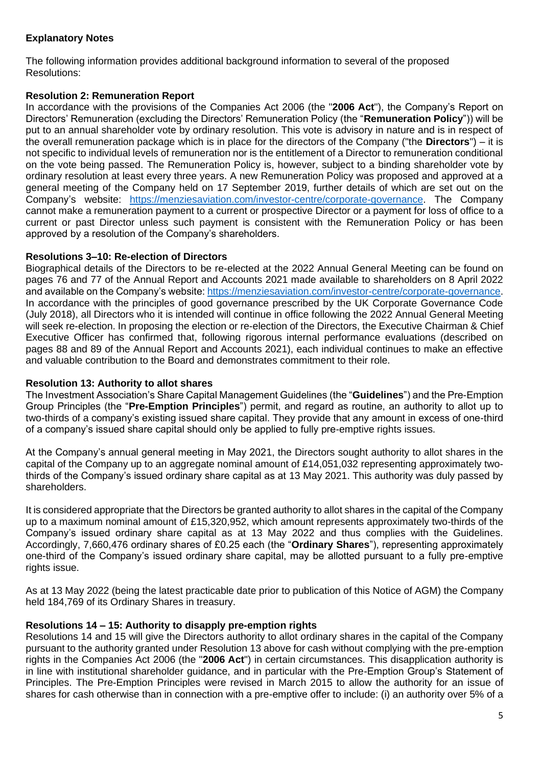## Explanatory Notes

The following information provides additional background information to several of the proposed Resolutions:

### Resolution 2: Remuneration Report

In accordance with the provisions of the Companies Act 2006 (the "**2006 Act**"), the Company's Report on Directors' Remuneration (excluding the Directors' Remuneration Policy (the "**Remuneration Policy**")) will be put to an annual shareholder vote by ordinary resolution. This vote is advisory in nature and is in respect of the overall remuneration package which is in place for the directors of the Company ("the **Directors**") – it is not specific to individual levels of remuneration nor is the entitlement of a Director to remuneration conditional on the vote being passed. The Remuneration Policy is, however, subject to a binding shareholder vote by ordinary resolution at least every three years. A new Remuneration Policy was proposed and approved at a general meeting of the Company held on 17 September 2019, further details of which are set out on the Company's website: [https://menziesaviation.com/investor-centre/corporate-governance](https://menziesaviation.com/investor-centre/corporate-governance). The Company cannot make a remuneration payment to a current or prospective Director or a payment for loss of office to a current or past Director unless such payment is consistent with the Remuneration Policy or has been approved by a resolution of the Company's shareholders.

### Resolutions 3–10: Re-election of Directors

Biographical details of the Directors to be re-elected at the 2022 Annual General Meeting can be found on pages 76 and 77 of the Annual Report and Accounts 2021 made available to shareholders on 8 April 2022 and available on the Company's website: [https://menziesaviation.com/investor-centre/corporate-governance](https://menziesaviation.com/investor-centre/corporate-governance). In accordance with the principles of good governance prescribed by the UK Corporate Governance Code (July 2018), all Directors who it is intended will continue in office following the 2022 Annual General Meeting will seek re-election. In proposing the election or re-election of the Directors, the Executive Chairman & Chief Executive Officer has confirmed that, following rigorous internal performance evaluations (described on pages 88 and 89 of the Annual Report and Accounts 2021), each individual continues to make an effective and valuable contribution to the Board and demonstrates commitment to their role.

### Resolution 13: Authority to allot shares

The Investment Association's Share Capital Management Guidelines (the "**Guidelines**") and the Pre-Emption Group Principles (the "**Pre-Emption Principles**") permit, and regard as routine, an authority to allot up to two-thirds of a company's existing issued share capital. They provide that any amount in excess of one-third of a company's issued share capital should only be applied to fully pre-emptive rights issues.

At the Company's annual general meeting in May 2021, the Directors sought authority to allot shares in the capital of the Company up to an aggregate nominal amount of £14,051,032 representing approximately two-thirds of the Company's issued ordinary share capital as at 13 May 2021. This authority was duly passed by shareholders.

It is considered appropriate that the Directors be granted authority to allot shares in the capital of the Company up to a maximum nominal amount of £15,320,952, which amount represents approximately two-thirds of the Company's issued ordinary share capital as at 13 May 2022 and thus complies with the Guidelines. Accordingly, 7,660,476 ordinary shares of £0.25 each (the "**Ordinary Shares**"), representing approximately one-third of the Company's issued ordinary share capital, may be allotted pursuant to a fully pre-emptive rights issue.

As at 13 May 2022 (being the latest practicable date prior to publication of this Notice of AGM) the Company held 184,769 of its Ordinary Shares in treasury.

### Resolutions 14 – 15: Authority to disapply pre-emption rights

Resolutions 14 and 15 will give the Directors authority to allot ordinary shares in the capital of the Company pursuant to the authority granted under Resolution 13 above for cash without complying with the pre-emption rights in the Companies Act 2006 (the "**2006 Act**") in certain circumstances. This disapplication authority is in line with institutional shareholder guidance, and in particular with the Pre-Emption Group's Statement of Principles. The Pre-Emption Principles were revised in March 2015 to allow the authority for an issue of shares for cash otherwise than in connection with a pre-emptive offer to include: (i) an authority over 5% of a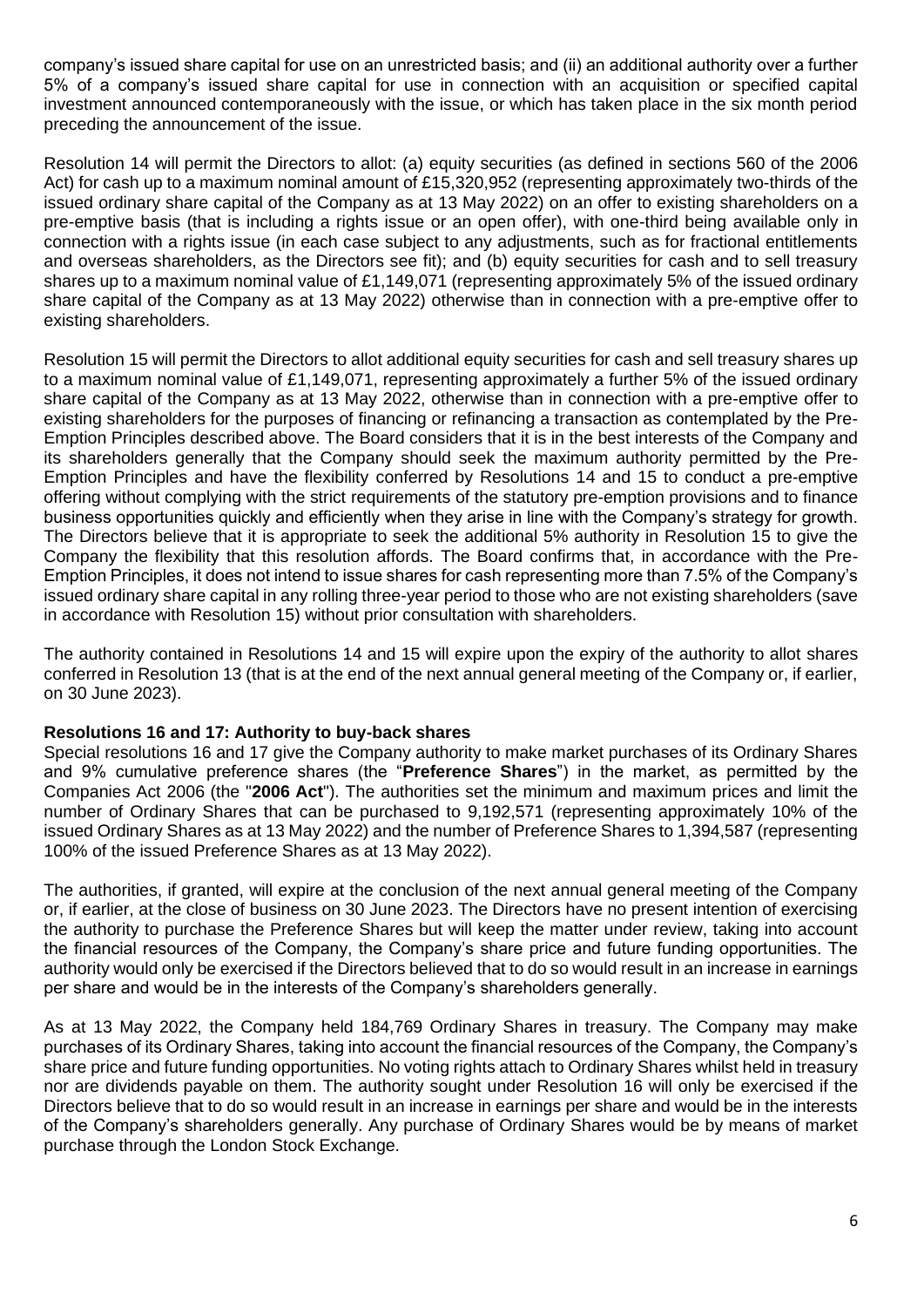company's issued share capital for use on an unrestricted basis; and (ii) an additional authority over a further 5% of a company's issued share capital for use in connection with an acquisition or specified capital investment announced contemporaneously with the issue, or which has taken place in the six month period preceding the announcement of the issue.

Resolution 14 will permit the Directors to allot: (a) equity securities (as defined in sections 560 of the 2006 Act) for cash up to a maximum nominal amount of £15,320,952 (representing approximately two-thirds of the issued ordinary share capital of the Company as at 13 May 2022) on an offer to existing shareholders on a pre-emptive basis (that is including a rights issue or an open offer), with one-third being available only in connection with a rights issue (in each case subject to any adjustments, such as for fractional entitlements and overseas shareholders, as the Directors see fit); and (b) equity securities for cash and to sell treasury shares up to a maximum nominal value of £1,149,071 (representing approximately 5% of the issued ordinary share capital of the Company as at 13 May 2022) otherwise than in connection with a pre-emptive offer to existing shareholders.

Resolution 15 will permit the Directors to allot additional equity securities for cash and sell treasury shares up to a maximum nominal value of £1,149,071, representing approximately a further 5% of the issued ordinary share capital of the Company as at 13 May 2022, otherwise than in connection with a pre-emptive offer to existing shareholders for the purposes of financing or refinancing a transaction as contemplated by the Pre-Emption Principles described above. The Board considers that it is in the best interests of the Company and its shareholders generally that the Company should seek the maximum authority permitted by the Pre-Emption Principles and have the flexibility conferred by Resolutions 14 and 15 to conduct a pre-emptive offering without complying with the strict requirements of the statutory pre-emption provisions and to finance business opportunities quickly and efficiently when they arise in line with the Company's strategy for growth. The Directors believe that it is appropriate to seek the additional 5% authority in Resolution 15 to give the Company the flexibility that this resolution affords. The Board confirms that, in accordance with the Pre-Emption Principles, it does not intend to issue shares for cash representing more than 7.5% of the Company's issued ordinary share capital in any rolling three-year period to those who are not existing shareholders (save in accordance with Resolution 15) without prior consultation with shareholders.

The authority contained in Resolutions 14 and 15 will expire upon the expiry of the authority to allot shares conferred in Resolution 13 (that is at the end of the next annual general meeting of the Company or, if earlier, on 30 June 2023).

**Resolutions 16 and 17: Authority to buy-back shares**

Special resolutions 16 and 17 give the Company authority to make market purchases of its Ordinary Shares and 9% cumulative preference shares (the "**Preference Shares**") in the market, as permitted by the Companies Act 2006 (the "**2006 Act**"). The authorities set the minimum and maximum prices and limit the number of Ordinary Shares that can be purchased to 9,192,571 (representing approximately 10% of the issued Ordinary Shares as at 13 May 2022) and the number of Preference Shares to 1,394,587 (representing 100% of the issued Preference Shares as at 13 May 2022).

The authorities, if granted, will expire at the conclusion of the next annual general meeting of the Company or, if earlier, at the close of business on 30 June 2023. The Directors have no present intention of exercising the authority to purchase the Preference Shares but will keep the matter under review, taking into account the financial resources of the Company, the Company's share price and future funding opportunities. The authority would only be exercised if the Directors believed that to do so would result in an increase in earnings per share and would be in the interests of the Company's shareholders generally.

As at 13 May 2022, the Company held 184,769 Ordinary Shares in treasury. The Company may make purchases of its Ordinary Shares, taking into account the financial resources of the Company, the Company's share price and future funding opportunities. No voting rights attach to Ordinary Shares whilst held in treasury nor are dividends payable on them. The authority sought under Resolution 16 will only be exercised if the Directors believe that to do so would result in an increase in earnings per share and would be in the interests of the Company's shareholders generally. Any purchase of Ordinary Shares would be by means of market purchase through the London Stock Exchange.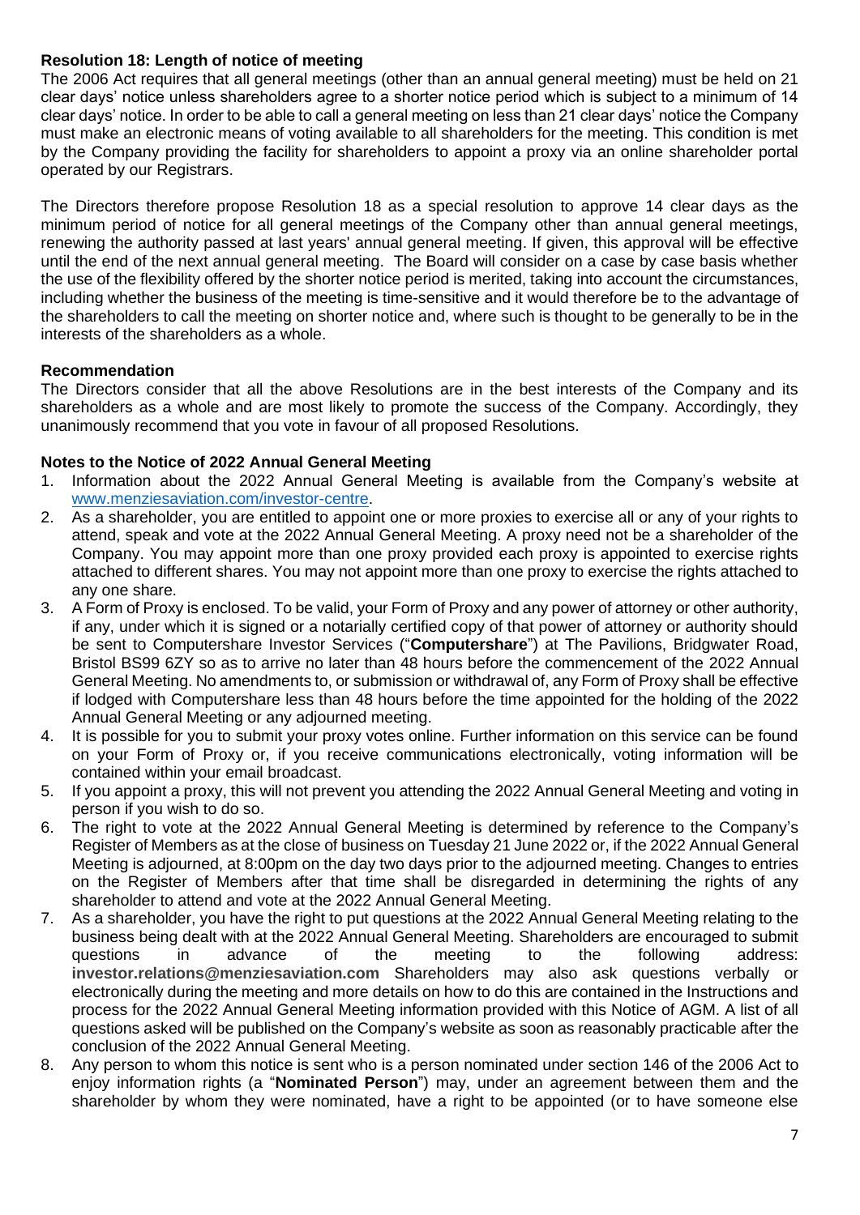**Resolution 18: Length of notice of meeting**

The 2006 Act requires that all general meetings (other than an annual general meeting) must be held on 21 clear days' notice unless shareholders agree to a shorter notice period which is subject to a minimum of 14 clear days' notice. In order to be able to call a general meeting on less than 21 clear days' notice the Company must make an electronic means of voting available to all shareholders for the meeting. This condition is met by the Company providing the facility for shareholders to appoint a proxy via an online shareholder portal operated by our Registrars.

The Directors therefore propose Resolution 18 as a special resolution to approve 14 clear days as the minimum period of notice for all general meetings of the Company other than annual general meetings, renewing the authority passed at last years' annual general meeting. If given, this approval will be effective until the end of the next annual general meeting. The Board will consider on a case by case basis whether the use of the flexibility offered by the shorter notice period is merited, taking into account the circumstances, including whether the business of the meeting is time-sensitive and it would therefore be to the advantage of the shareholders to call the meeting on shorter notice and, where such is thought to be generally to be in the interests of the shareholders as a whole.

**Recommendation**

The Directors consider that all the above Resolutions are in the best interests of the Company and its shareholders as a whole and are most likely to promote the success of the Company. Accordingly, they unanimously recommend that you vote in favour of all proposed Resolutions.

**Notes to the Notice of 2022 Annual General Meeting**

1. Information about the 2022 Annual General Meeting is available from the Company's website at www.menziesaviation.com/investor-centre.
2. As a shareholder, you are entitled to appoint one or more proxies to exercise all or any of your rights to attend, speak and vote at the 2022 Annual General Meeting. A proxy need not be a shareholder of the Company. You may appoint more than one proxy provided each proxy is appointed to exercise rights attached to different shares. You may not appoint more than one proxy to exercise the rights attached to any one share.
3. A Form of Proxy is enclosed. To be valid, your Form of Proxy and any power of attorney or other authority, if any, under which it is signed or a notarially certified copy of that power of attorney or authority should be sent to Computershare Investor Services ("**Computershare**") at The Pavilions, Bridgwater Road, Bristol BS99 6ZY so as to arrive no later than 48 hours before the commencement of the 2022 Annual General Meeting. No amendments to, or submission or withdrawal of, any Form of Proxy shall be effective if lodged with Computershare less than 48 hours before the time appointed for the holding of the 2022 Annual General Meeting or any adjourned meeting.
4. It is possible for you to submit your proxy votes online. Further information on this service can be found on your Form of Proxy or, if you receive communications electronically, voting information will be contained within your email broadcast.
5. If you appoint a proxy, this will not prevent you attending the 2022 Annual General Meeting and voting in person if you wish to do so.
6. The right to vote at the 2022 Annual General Meeting is determined by reference to the Company's Register of Members as at the close of business on Tuesday 21 June 2022 or, if the 2022 Annual General Meeting is adjourned, at 8:00pm on the day two days prior to the adjourned meeting. Changes to entries on the Register of Members after that time shall be disregarded in determining the rights of any shareholder to attend and vote at the 2022 Annual General Meeting.
7. As a shareholder, you have the right to put questions at the 2022 Annual General Meeting relating to the business being dealt with at the 2022 Annual General Meeting. Shareholders are encouraged to submit questions in advance of the meeting to the following address: **investor.relations@menziesaviation.com** Shareholders may also ask questions verbally or electronically during the meeting and more details on how to do this are contained in the Instructions and process for the 2022 Annual General Meeting information provided with this Notice of AGM. A list of all questions asked will be published on the Company's website as soon as reasonably practicable after the conclusion of the 2022 Annual General Meeting.
8. Any person to whom this notice is sent who is a person nominated under section 146 of the 2006 Act to enjoy information rights (a "**Nominated Person**") may, under an agreement between them and the shareholder by whom they were nominated, have a right to be appointed (or to have someone else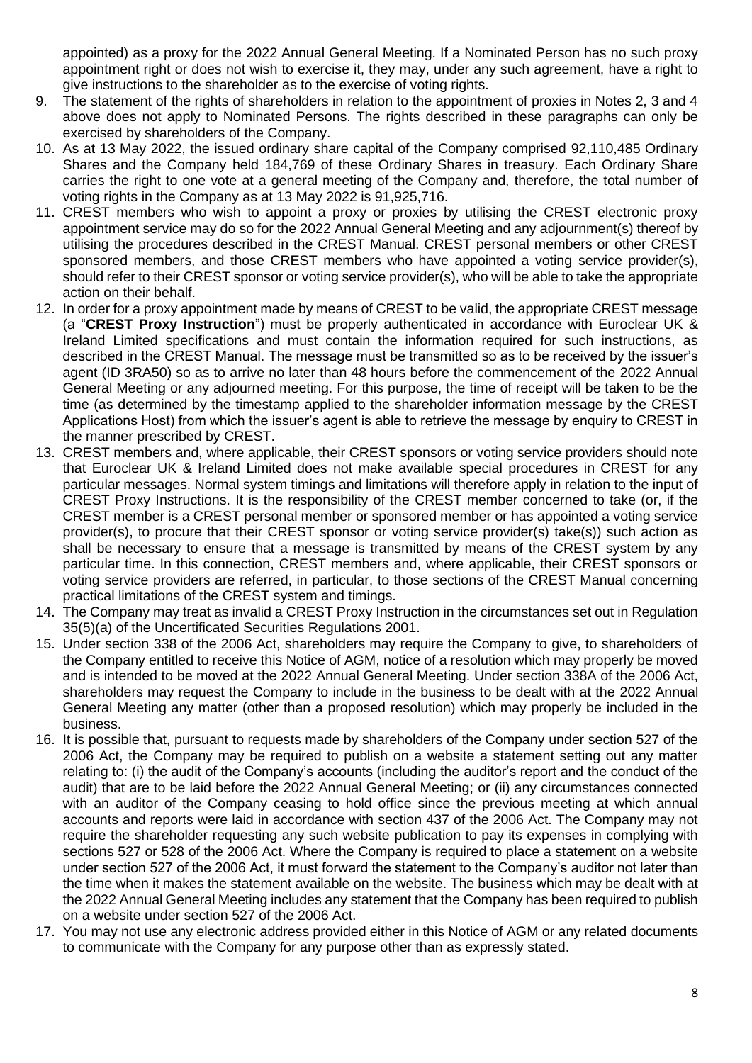appointed) as a proxy for the 2022 Annual General Meeting. If a Nominated Person has no such proxy appointment right or does not wish to exercise it, they may, under any such agreement, have a right to give instructions to the shareholder as to the exercise of voting rights.

9. The statement of the rights of shareholders in relation to the appointment of proxies in Notes 2, 3 and 4 above does not apply to Nominated Persons. The rights described in these paragraphs can only be exercised by shareholders of the Company.
10. As at 13 May 2022, the issued ordinary share capital of the Company comprised 92,110,485 Ordinary Shares and the Company held 184,769 of these Ordinary Shares in treasury. Each Ordinary Share carries the right to one vote at a general meeting of the Company and, therefore, the total number of voting rights in the Company as at 13 May 2022 is 91,925,716.
11. CREST members who wish to appoint a proxy or proxies by utilising the CREST electronic proxy appointment service may do so for the 2022 Annual General Meeting and any adjournment(s) thereof by utilising the procedures described in the CREST Manual. CREST personal members or other CREST sponsored members, and those CREST members who have appointed a voting service provider(s), should refer to their CREST sponsor or voting service provider(s), who will be able to take the appropriate action on their behalf.
12. In order for a proxy appointment made by means of CREST to be valid, the appropriate CREST message (a "**CREST Proxy Instruction**") must be properly authenticated in accordance with Euroclear UK & Ireland Limited specifications and must contain the information required for such instructions, as described in the CREST Manual. The message must be transmitted so as to be received by the issuer's agent (ID 3RA50) so as to arrive no later than 48 hours before the commencement of the 2022 Annual General Meeting or any adjourned meeting. For this purpose, the time of receipt will be taken to be the time (as determined by the timestamp applied to the shareholder information message by the CREST Applications Host) from which the issuer's agent is able to retrieve the message by enquiry to CREST in the manner prescribed by CREST.
13. CREST members and, where applicable, their CREST sponsors or voting service providers should note that Euroclear UK & Ireland Limited does not make available special procedures in CREST for any particular messages. Normal system timings and limitations will therefore apply in relation to the input of CREST Proxy Instructions. It is the responsibility of the CREST member concerned to take (or, if the CREST member is a CREST personal member or sponsored member or has appointed a voting service provider(s), to procure that their CREST sponsor or voting service provider(s) take(s)) such action as shall be necessary to ensure that a message is transmitted by means of the CREST system by any particular time. In this connection, CREST members and, where applicable, their CREST sponsors or voting service providers are referred, in particular, to those sections of the CREST Manual concerning practical limitations of the CREST system and timings.
14. The Company may treat as invalid a CREST Proxy Instruction in the circumstances set out in Regulation 35(5)(a) of the Uncertificated Securities Regulations 2001.
15. Under section 338 of the 2006 Act, shareholders may require the Company to give, to shareholders of the Company entitled to receive this Notice of AGM, notice of a resolution which may properly be moved and is intended to be moved at the 2022 Annual General Meeting. Under section 338A of the 2006 Act, shareholders may request the Company to include in the business to be dealt with at the 2022 Annual General Meeting any matter (other than a proposed resolution) which may properly be included in the business.
16. It is possible that, pursuant to requests made by shareholders of the Company under section 527 of the 2006 Act, the Company may be required to publish on a website a statement setting out any matter relating to: (i) the audit of the Company's accounts (including the auditor's report and the conduct of the audit) that are to be laid before the 2022 Annual General Meeting; or (ii) any circumstances connected with an auditor of the Company ceasing to hold office since the previous meeting at which annual accounts and reports were laid in accordance with section 437 of the 2006 Act. The Company may not require the shareholder requesting any such website publication to pay its expenses in complying with sections 527 or 528 of the 2006 Act. Where the Company is required to place a statement on a website under section 527 of the 2006 Act, it must forward the statement to the Company's auditor not later than the time when it makes the statement available on the website. The business which may be dealt with at the 2022 Annual General Meeting includes any statement that the Company has been required to publish on a website under section 527 of the 2006 Act.
17. You may not use any electronic address provided either in this Notice of AGM or any related documents to communicate with the Company for any purpose other than as expressly stated.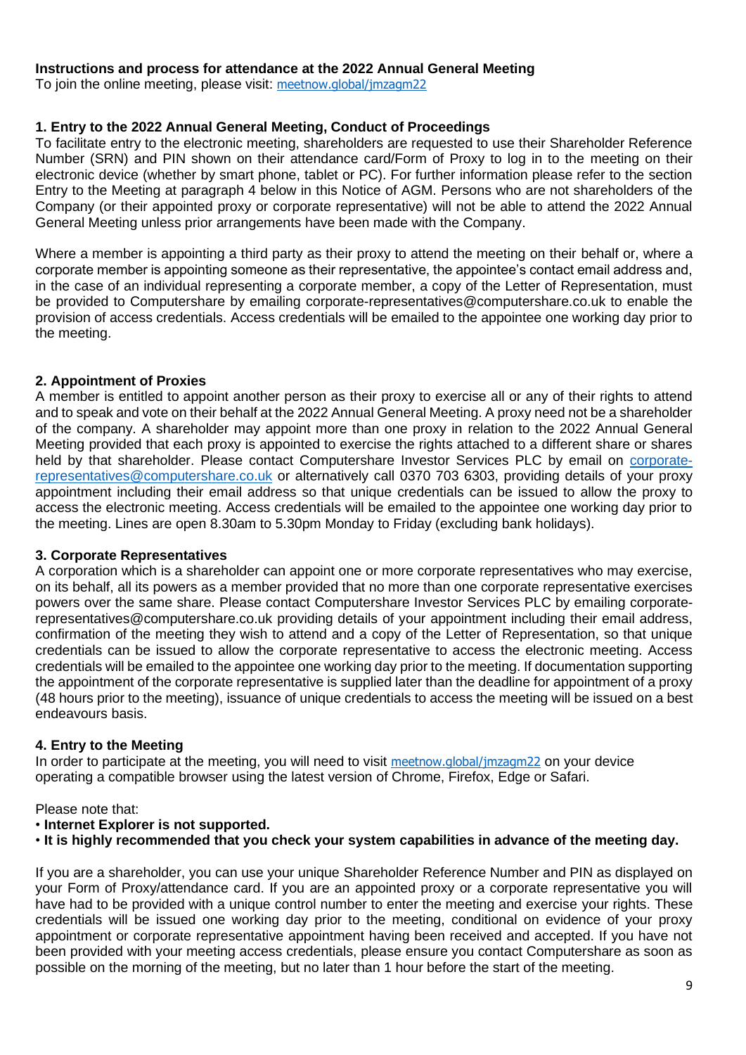**Instructions and process for attendance at the 2022 Annual General Meeting**

To join the online meeting, please visit: meetnow.global/jmzagm22

## 1. Entry to the 2022 Annual General Meeting, Conduct of Proceedings

To facilitate entry to the electronic meeting, shareholders are requested to use their Shareholder Reference Number (SRN) and PIN shown on their attendance card/Form of Proxy to log in to the meeting on their electronic device (whether by smart phone, tablet or PC). For further information please refer to the section Entry to the Meeting at paragraph 4 below in this Notice of AGM. Persons who are not shareholders of the Company (or their appointed proxy or corporate representative) will not be able to attend the 2022 Annual General Meeting unless prior arrangements have been made with the Company.

Where a member is appointing a third party as their proxy to attend the meeting on their behalf or, where a corporate member is appointing someone as their representative, the appointee's contact email address and, in the case of an individual representing a corporate member, a copy of the Letter of Representation, must be provided to Computershare by emailing corporate-representatives@computershare.co.uk to enable the provision of access credentials. Access credentials will be emailed to the appointee one working day prior to the meeting.

## 2. Appointment of Proxies

A member is entitled to appoint another person as their proxy to exercise all or any of their rights to attend and to speak and vote on their behalf at the 2022 Annual General Meeting. A proxy need not be a shareholder of the company. A shareholder may appoint more than one proxy in relation to the 2022 Annual General Meeting provided that each proxy is appointed to exercise the rights attached to a different share or shares held by that shareholder. Please contact Computershare Investor Services PLC by email on corporate-representatives@computershare.co.uk or alternatively call 0370 703 6303, providing details of your proxy appointment including their email address so that unique credentials can be issued to allow the proxy to access the electronic meeting. Access credentials will be emailed to the appointee one working day prior to the meeting. Lines are open 8.30am to 5.30pm Monday to Friday (excluding bank holidays).

## 3. Corporate Representatives

A corporation which is a shareholder can appoint one or more corporate representatives who may exercise, on its behalf, all its powers as a member provided that no more than one corporate representative exercises powers over the same share. Please contact Computershare Investor Services PLC by emailing corporate-representatives@computershare.co.uk providing details of your appointment including their email address, confirmation of the meeting they wish to attend and a copy of the Letter of Representation, so that unique credentials can be issued to allow the corporate representative to access the electronic meeting. Access credentials will be emailed to the appointee one working day prior to the meeting. If documentation supporting the appointment of the corporate representative is supplied later than the deadline for appointment of a proxy (48 hours prior to the meeting), issuance of unique credentials to access the meeting will be issued on a best endeavours basis.

## 4. Entry to the Meeting

In order to participate at the meeting, you will need to visit meetnow.global/jmzagm22 on your device operating a compatible browser using the latest version of Chrome, Firefox, Edge or Safari.

Please note that:

- **Internet Explorer is not supported.**
- **It is highly recommended that you check your system capabilities in advance of the meeting day.**

If you are a shareholder, you can use your unique Shareholder Reference Number and PIN as displayed on your Form of Proxy/attendance card. If you are an appointed proxy or a corporate representative you will have had to be provided with a unique control number to enter the meeting and exercise your rights. These credentials will be issued one working day prior to the meeting, conditional on evidence of your proxy appointment or corporate representative appointment having been received and accepted. If you have not been provided with your meeting access credentials, please ensure you contact Computershare as soon as possible on the morning of the meeting, but no later than 1 hour before the start of the meeting.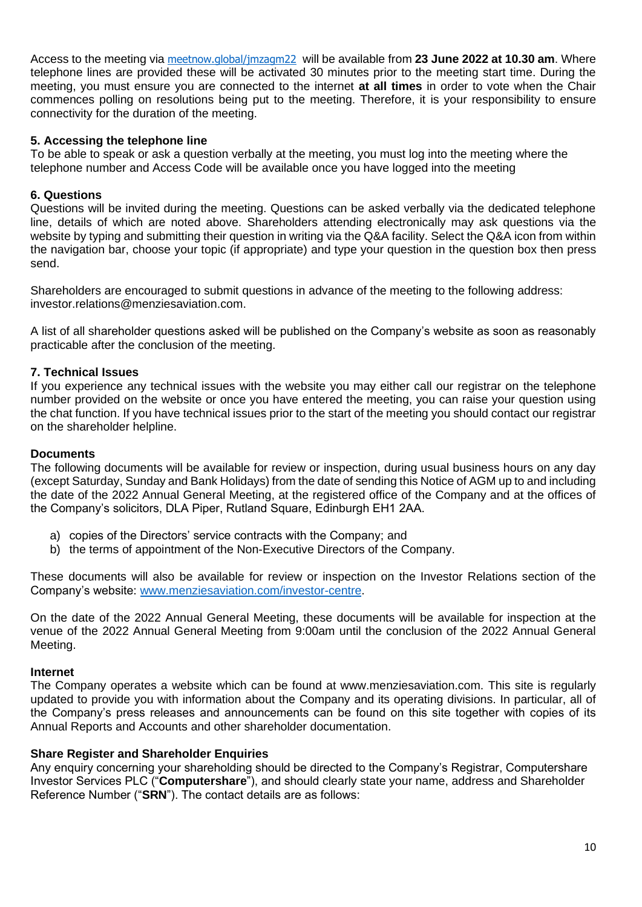Access to the meeting via meetnow.global/jmzagm22 will be available from **23 June 2022 at 10.30 am**. Where telephone lines are provided these will be activated 30 minutes prior to the meeting start time. During the meeting, you must ensure you are connected to the internet **at all times** in order to vote when the Chair commences polling on resolutions being put to the meeting. Therefore, it is your responsibility to ensure connectivity for the duration of the meeting.

**5. Accessing the telephone line**

To be able to speak or ask a question verbally at the meeting, you must log into the meeting where the telephone number and Access Code will be available once you have logged into the meeting

**6. Questions**

Questions will be invited during the meeting. Questions can be asked verbally via the dedicated telephone line, details of which are noted above. Shareholders attending electronically may ask questions via the website by typing and submitting their question in writing via the Q&A facility. Select the Q&A icon from within the navigation bar, choose your topic (if appropriate) and type your question in the question box then press send.

Shareholders are encouraged to submit questions in advance of the meeting to the following address: investor.relations@menziesaviation.com.

A list of all shareholder questions asked will be published on the Company's website as soon as reasonably practicable after the conclusion of the meeting.

**7. Technical Issues**

If you experience any technical issues with the website you may either call our registrar on the telephone number provided on the website or once you have entered the meeting, you can raise your question using the chat function. If you have technical issues prior to the start of the meeting you should contact our registrar on the shareholder helpline.

**Documents**

The following documents will be available for review or inspection, during usual business hours on any day (except Saturday, Sunday and Bank Holidays) from the date of sending this Notice of AGM up to and including the date of the 2022 Annual General Meeting, at the registered office of the Company and at the offices of the Company's solicitors, DLA Piper, Rutland Square, Edinburgh EH1 2AA.

a) copies of the Directors' service contracts with the Company; and
b) the terms of appointment of the Non-Executive Directors of the Company.

These documents will also be available for review or inspection on the Investor Relations section of the Company's website: www.menziesaviation.com/investor-centre.

On the date of the 2022 Annual General Meeting, these documents will be available for inspection at the venue of the 2022 Annual General Meeting from 9:00am until the conclusion of the 2022 Annual General Meeting.

**Internet**

The Company operates a website which can be found at www.menziesaviation.com. This site is regularly updated to provide you with information about the Company and its operating divisions. In particular, all of the Company's press releases and announcements can be found on this site together with copies of its Annual Reports and Accounts and other shareholder documentation.

**Share Register and Shareholder Enquiries**

Any enquiry concerning your shareholding should be directed to the Company's Registrar, Computershare Investor Services PLC ("**Computershare**"), and should clearly state your name, address and Shareholder Reference Number ("**SRN**"). The contact details are as follows: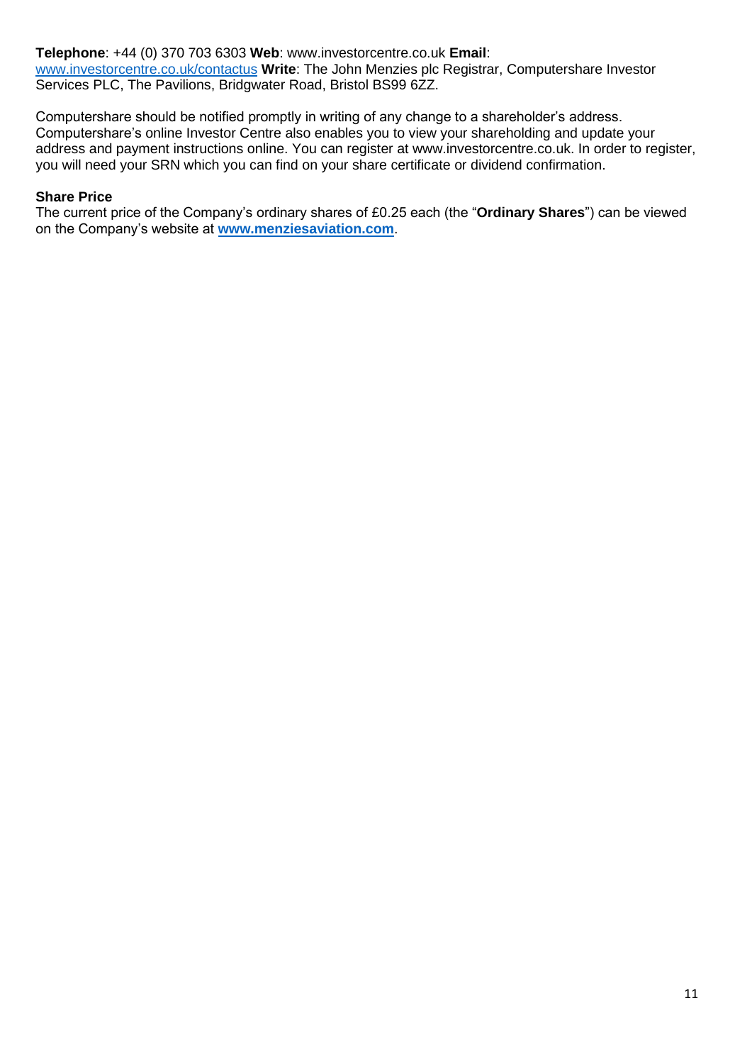**Telephone**: +44 (0) 370 703 6303 **Web**: www.investorcentre.co.uk **Email**: www.investorcentre.co.uk/contactus **Write**: The John Menzies plc Registrar, Computershare Investor Services PLC, The Pavilions, Bridgwater Road, Bristol BS99 6ZZ.

Computershare should be notified promptly in writing of any change to a shareholder's address. Computershare's online Investor Centre also enables you to view your shareholding and update your address and payment instructions online. You can register at www.investorcentre.co.uk. In order to register, you will need your SRN which you can find on your share certificate or dividend confirmation.

**Share Price**

The current price of the Company's ordinary shares of £0.25 each (the "**Ordinary Shares**") can be viewed on the Company's website at **www.menziesaviation.com**.